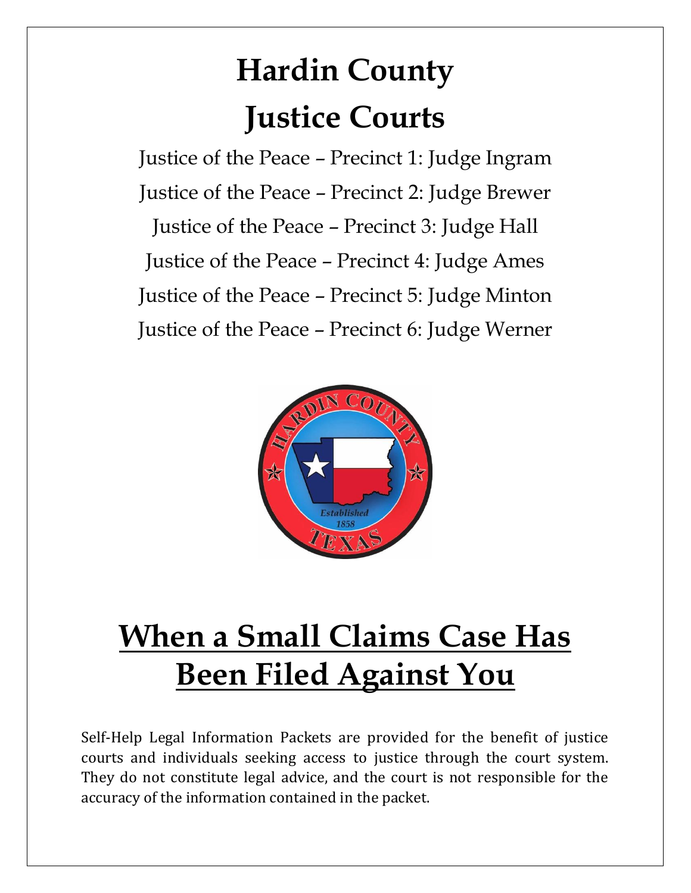# Hardin County
# Justice Courts

Justice of the Peace – Precinct 1: Judge Ingram

Justice of the Peace – Precinct 2: Judge Brewer

Justice of the Peace – Precinct 3: Judge Hall

Justice of the Peace – Precinct 4: Judge Ames

Justice of the Peace – Precinct 5: Judge Minton

Justice of the Peace – Precinct 6: Judge Werner

# When a Small Claims Case Has Been Filed Against You

Self-Help Legal Information Packets are provided for the benefit of justice courts and individuals seeking access to justice through the court system. They do not constitute legal advice, and the court is not responsible for the accuracy of the information contained in the packet.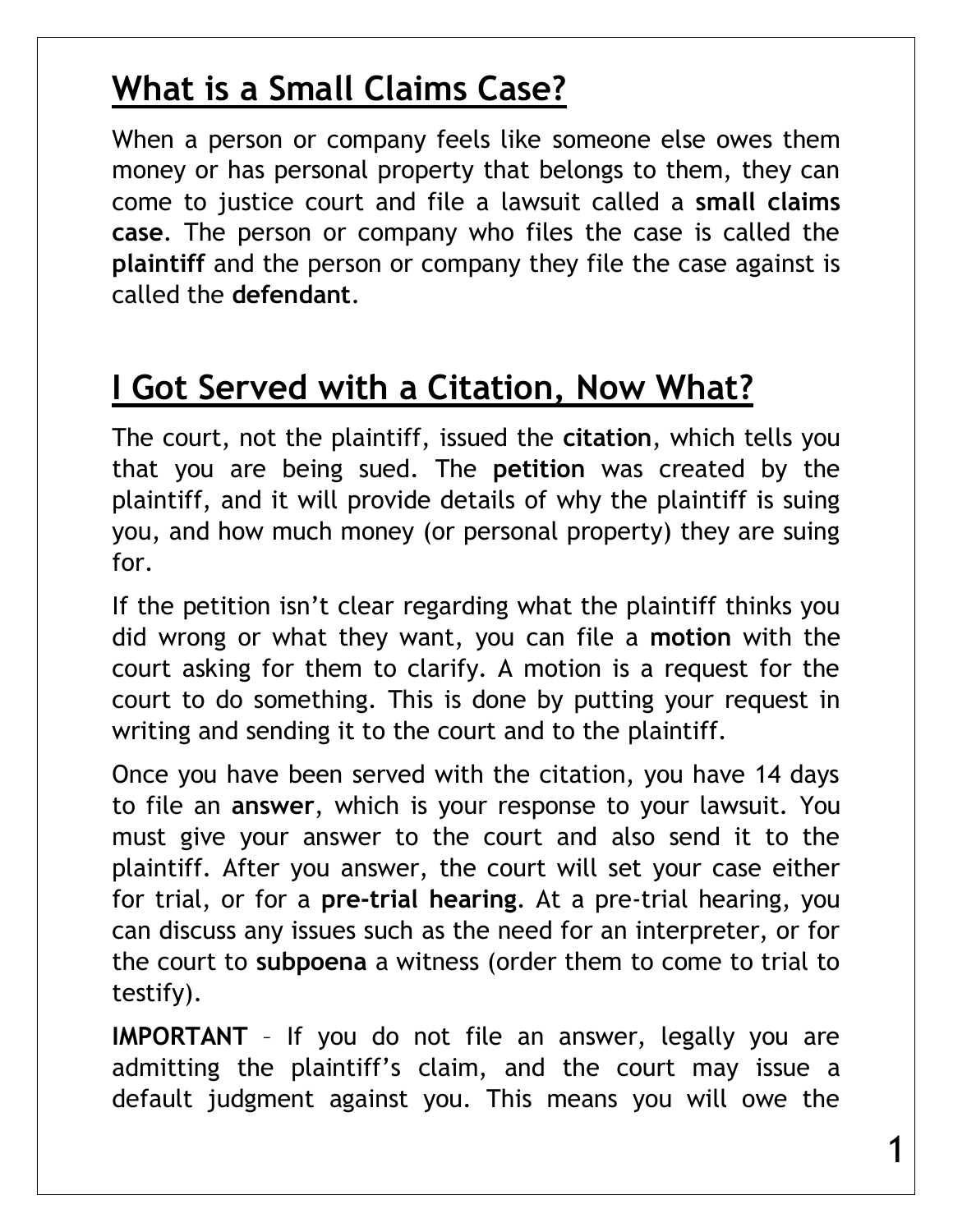## What is a Small Claims Case?

When a person or company feels like someone else owes them money or has personal property that belongs to them, they can come to justice court and file a lawsuit called a **small claims case**. The person or company who files the case is called the **plaintiff** and the person or company they file the case against is called the **defendant**.

## I Got Served with a Citation, Now What?

The court, not the plaintiff, issued the **citation**, which tells you that you are being sued. The **petition** was created by the plaintiff, and it will provide details of why the plaintiff is suing you, and how much money (or personal property) they are suing for.

If the petition isn't clear regarding what the plaintiff thinks you did wrong or what they want, you can file a **motion** with the court asking for them to clarify. A motion is a request for the court to do something. This is done by putting your request in writing and sending it to the court and to the plaintiff.

Once you have been served with the citation, you have 14 days to file an **answer**, which is your response to your lawsuit. You must give your answer to the court and also send it to the plaintiff. After you answer, the court will set your case either for trial, or for a **pre-trial hearing**. At a pre-trial hearing, you can discuss any issues such as the need for an interpreter, or for the court to **subpoena** a witness (order them to come to trial to testify).

**IMPORTANT** – If you do not file an answer, legally you are admitting the plaintiff's claim, and the court may issue a default judgment against you. This means you will owe the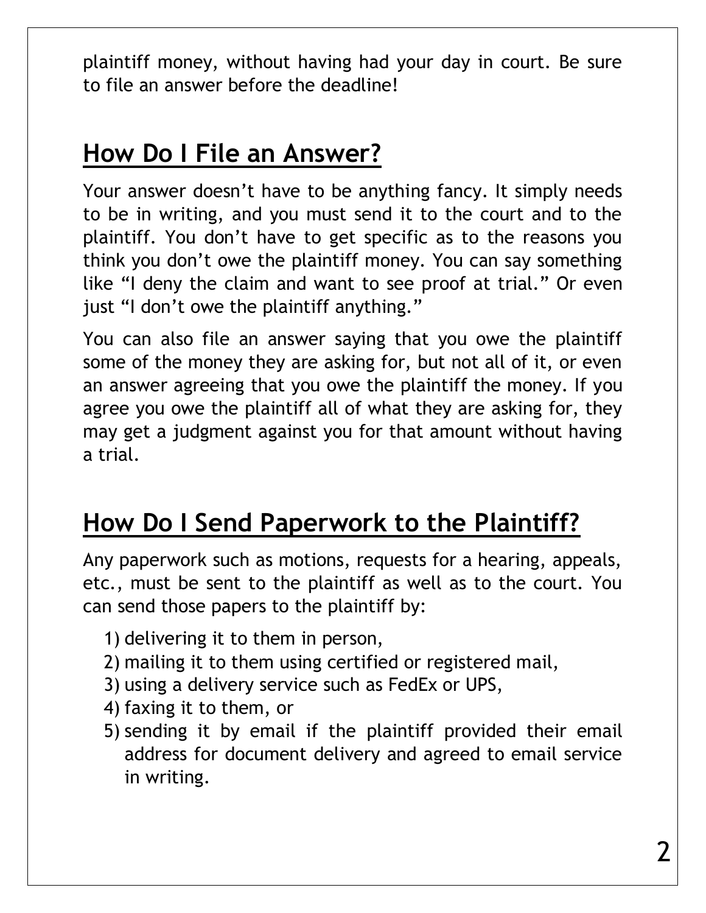plaintiff money, without having had your day in court. Be sure to file an answer before the deadline!

## How Do I File an Answer?

Your answer doesn't have to be anything fancy. It simply needs to be in writing, and you must send it to the court and to the plaintiff. You don't have to get specific as to the reasons you think you don't owe the plaintiff money. You can say something like "I deny the claim and want to see proof at trial." Or even just "I don't owe the plaintiff anything."

You can also file an answer saying that you owe the plaintiff some of the money they are asking for, but not all of it, or even an answer agreeing that you owe the plaintiff the money. If you agree you owe the plaintiff all of what they are asking for, they may get a judgment against you for that amount without having a trial.

## How Do I Send Paperwork to the Plaintiff?

Any paperwork such as motions, requests for a hearing, appeals, etc., must be sent to the plaintiff as well as to the court. You can send those papers to the plaintiff by:

1) delivering it to them in person,
2) mailing it to them using certified or registered mail,
3) using a delivery service such as FedEx or UPS,
4) faxing it to them, or
5) sending it by email if the plaintiff provided their email address for document delivery and agreed to email service in writing.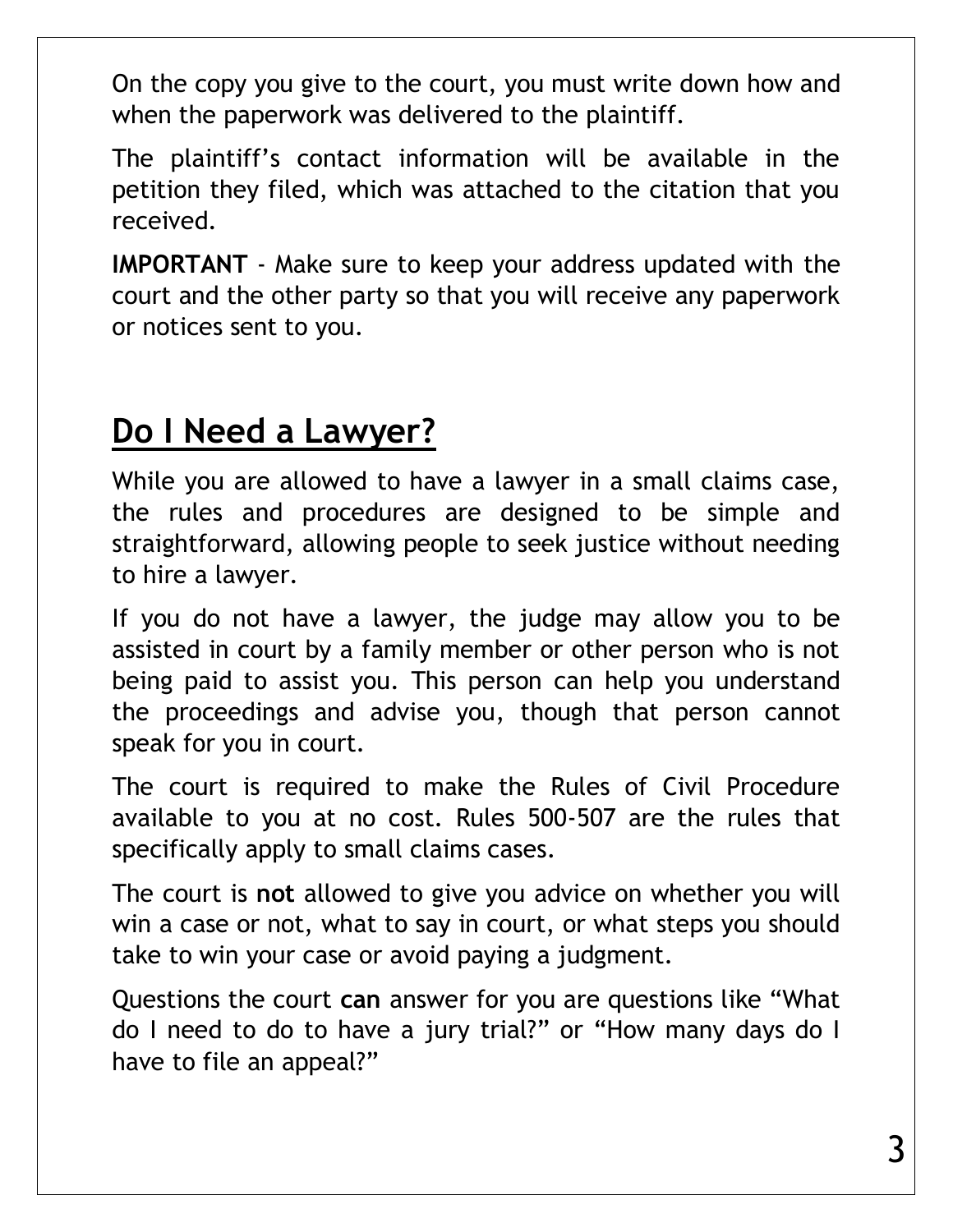On the copy you give to the court, you must write down how and when the paperwork was delivered to the plaintiff.

The plaintiff's contact information will be available in the petition they filed, which was attached to the citation that you received.

**IMPORTANT** - Make sure to keep your address updated with the court and the other party so that you will receive any paperwork or notices sent to you.

## Do I Need a Lawyer?

While you are allowed to have a lawyer in a small claims case, the rules and procedures are designed to be simple and straightforward, allowing people to seek justice without needing to hire a lawyer.

If you do not have a lawyer, the judge may allow you to be assisted in court by a family member or other person who is not being paid to assist you. This person can help you understand the proceedings and advise you, though that person cannot speak for you in court.

The court is required to make the Rules of Civil Procedure available to you at no cost. Rules 500-507 are the rules that specifically apply to small claims cases.

The court is **not** allowed to give you advice on whether you will win a case or not, what to say in court, or what steps you should take to win your case or avoid paying a judgment.

Questions the court **can** answer for you are questions like "What do I need to do to have a jury trial?" or "How many days do I have to file an appeal?"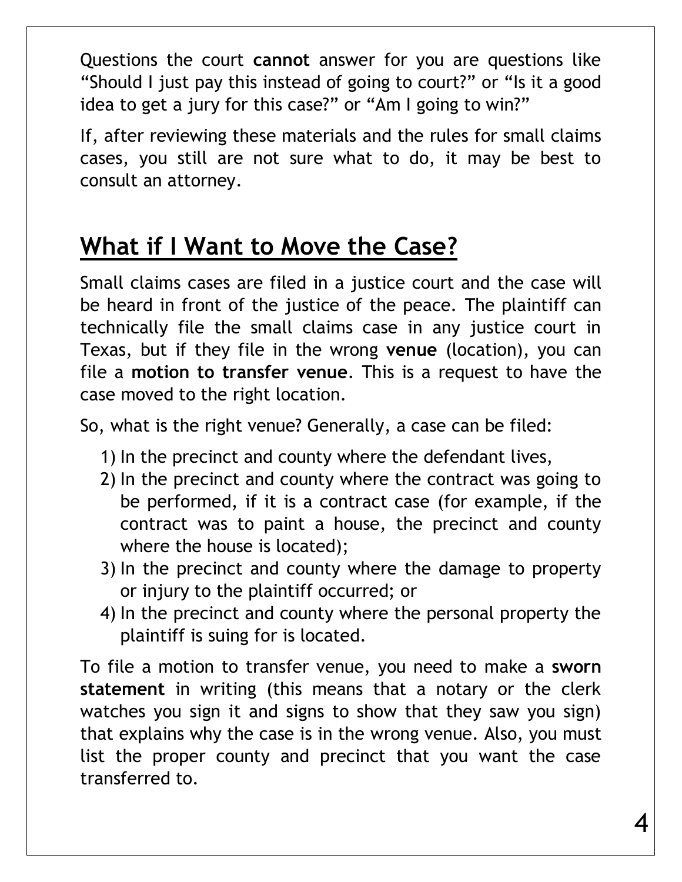Questions the court **cannot** answer for you are questions like "Should I just pay this instead of going to court?" or "Is it a good idea to get a jury for this case?" or "Am I going to win?"

If, after reviewing these materials and the rules for small claims cases, you still are not sure what to do, it may be best to consult an attorney.

## What if I Want to Move the Case?

Small claims cases are filed in a justice court and the case will be heard in front of the justice of the peace. The plaintiff can technically file the small claims case in any justice court in Texas, but if they file in the wrong **venue** (location), you can file a **motion to transfer venue**. This is a request to have the case moved to the right location.

So, what is the right venue? Generally, a case can be filed:

1) In the precinct and county where the defendant lives,
2) In the precinct and county where the contract was going to be performed, if it is a contract case (for example, if the contract was to paint a house, the precinct and county where the house is located);
3) In the precinct and county where the damage to property or injury to the plaintiff occurred; or
4) In the precinct and county where the personal property the plaintiff is suing for is located.

To file a motion to transfer venue, you need to make a **sworn statement** in writing (this means that a notary or the clerk watches you sign it and signs to show that they saw you sign) that explains why the case is in the wrong venue. Also, you must list the proper county and precinct that you want the case transferred to.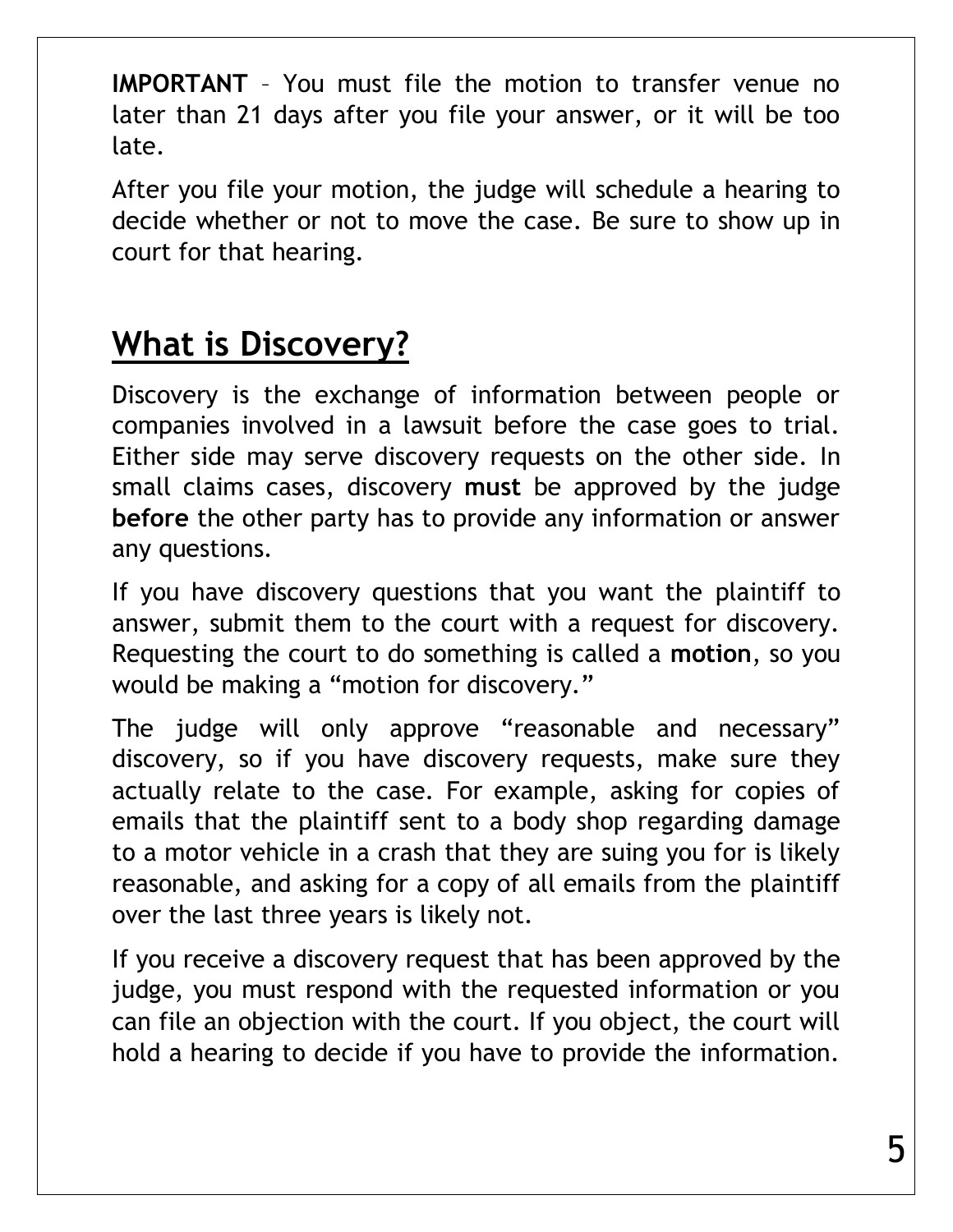**IMPORTANT** – You must file the motion to transfer venue no later than 21 days after you file your answer, or it will be too late.

After you file your motion, the judge will schedule a hearing to decide whether or not to move the case. Be sure to show up in court for that hearing.

## What is Discovery?

Discovery is the exchange of information between people or companies involved in a lawsuit before the case goes to trial. Either side may serve discovery requests on the other side. In small claims cases, discovery **must** be approved by the judge **before** the other party has to provide any information or answer any questions.

If you have discovery questions that you want the plaintiff to answer, submit them to the court with a request for discovery. Requesting the court to do something is called a **motion**, so you would be making a "motion for discovery."

The judge will only approve "reasonable and necessary" discovery, so if you have discovery requests, make sure they actually relate to the case. For example, asking for copies of emails that the plaintiff sent to a body shop regarding damage to a motor vehicle in a crash that they are suing you for is likely reasonable, and asking for a copy of all emails from the plaintiff over the last three years is likely not.

If you receive a discovery request that has been approved by the judge, you must respond with the requested information or you can file an objection with the court. If you object, the court will hold a hearing to decide if you have to provide the information.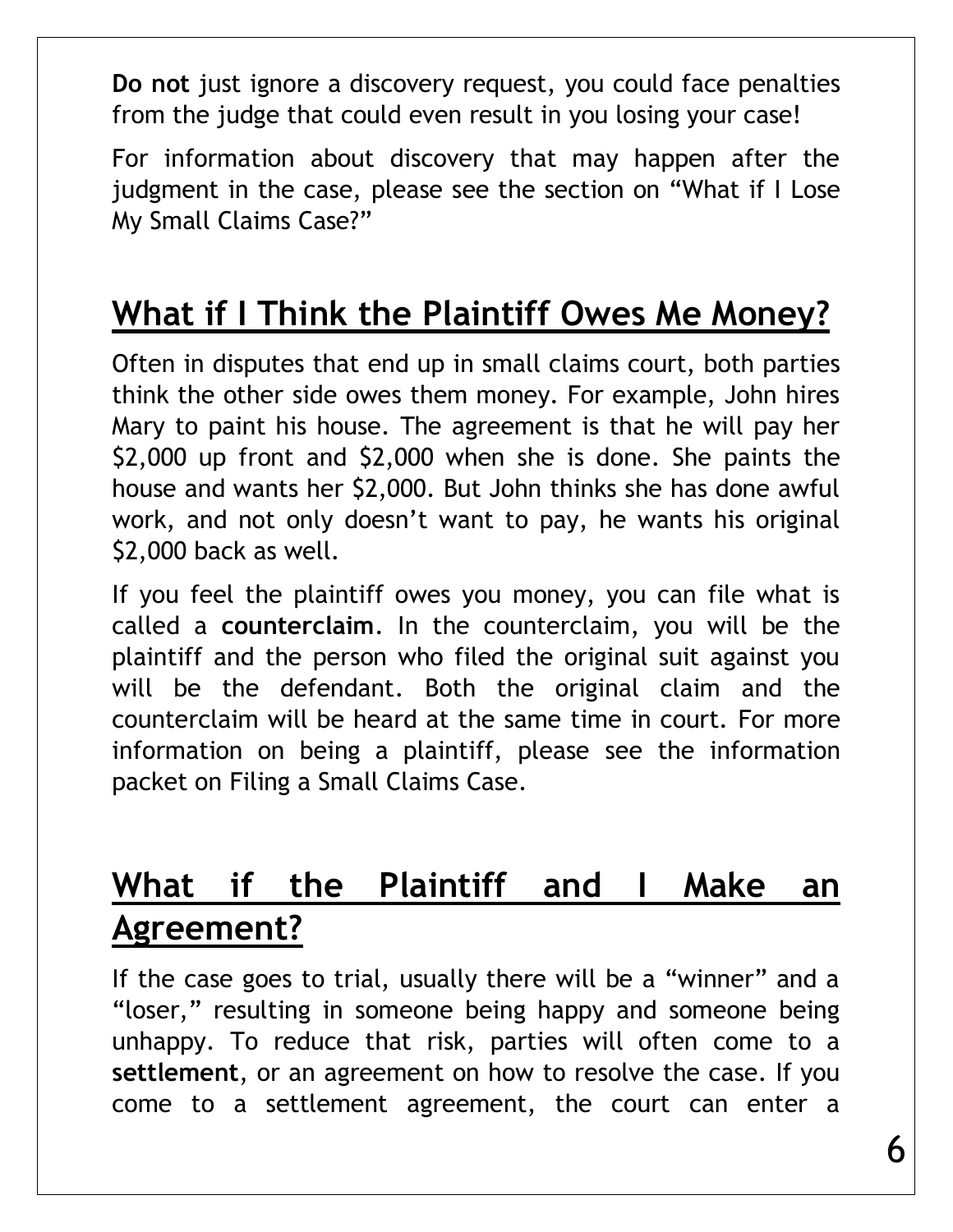**Do not** just ignore a discovery request, you could face penalties from the judge that could even result in you losing your case!

For information about discovery that may happen after the judgment in the case, please see the section on "What if I Lose My Small Claims Case?"

## What if I Think the Plaintiff Owes Me Money?

Often in disputes that end up in small claims court, both parties think the other side owes them money. For example, John hires Mary to paint his house. The agreement is that he will pay her $2,000 up front and $2,000 when she is done. She paints the house and wants her $2,000. But John thinks she has done awful work, and not only doesn't want to pay, he wants his original $2,000 back as well.

If you feel the plaintiff owes you money, you can file what is called a **counterclaim**. In the counterclaim, you will be the plaintiff and the person who filed the original suit against you will be the defendant. Both the original claim and the counterclaim will be heard at the same time in court. For more information on being a plaintiff, please see the information packet on Filing a Small Claims Case.

## What if the Plaintiff and I Make an Agreement?

If the case goes to trial, usually there will be a "winner" and a "loser," resulting in someone being happy and someone being unhappy. To reduce that risk, parties will often come to a **settlement**, or an agreement on how to resolve the case. If you come to a settlement agreement, the court can enter a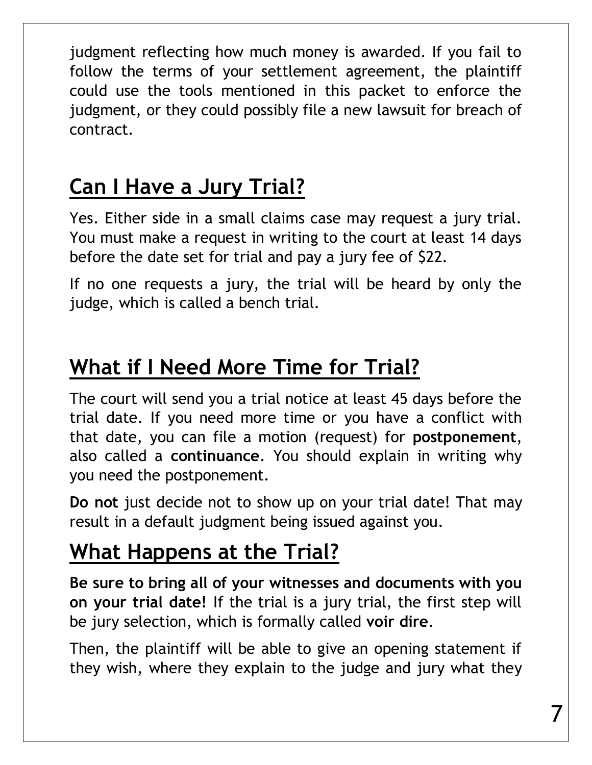judgment reflecting how much money is awarded. If you fail to follow the terms of your settlement agreement, the plaintiff could use the tools mentioned in this packet to enforce the judgment, or they could possibly file a new lawsuit for breach of contract.

## Can I Have a Jury Trial?

Yes. Either side in a small claims case may request a jury trial. You must make a request in writing to the court at least 14 days before the date set for trial and pay a jury fee of $22.

If no one requests a jury, the trial will be heard by only the judge, which is called a bench trial.

## What if I Need More Time for Trial?

The court will send you a trial notice at least 45 days before the trial date. If you need more time or you have a conflict with that date, you can file a motion (request) for **postponement**, also called a **continuance**. You should explain in writing why you need the postponement.

**Do not** just decide not to show up on your trial date! That may result in a default judgment being issued against you.

## What Happens at the Trial?

**Be sure to bring all of your witnesses and documents with you on your trial date!** If the trial is a jury trial, the first step will be jury selection, which is formally called **voir dire**.

Then, the plaintiff will be able to give an opening statement if they wish, where they explain to the judge and jury what they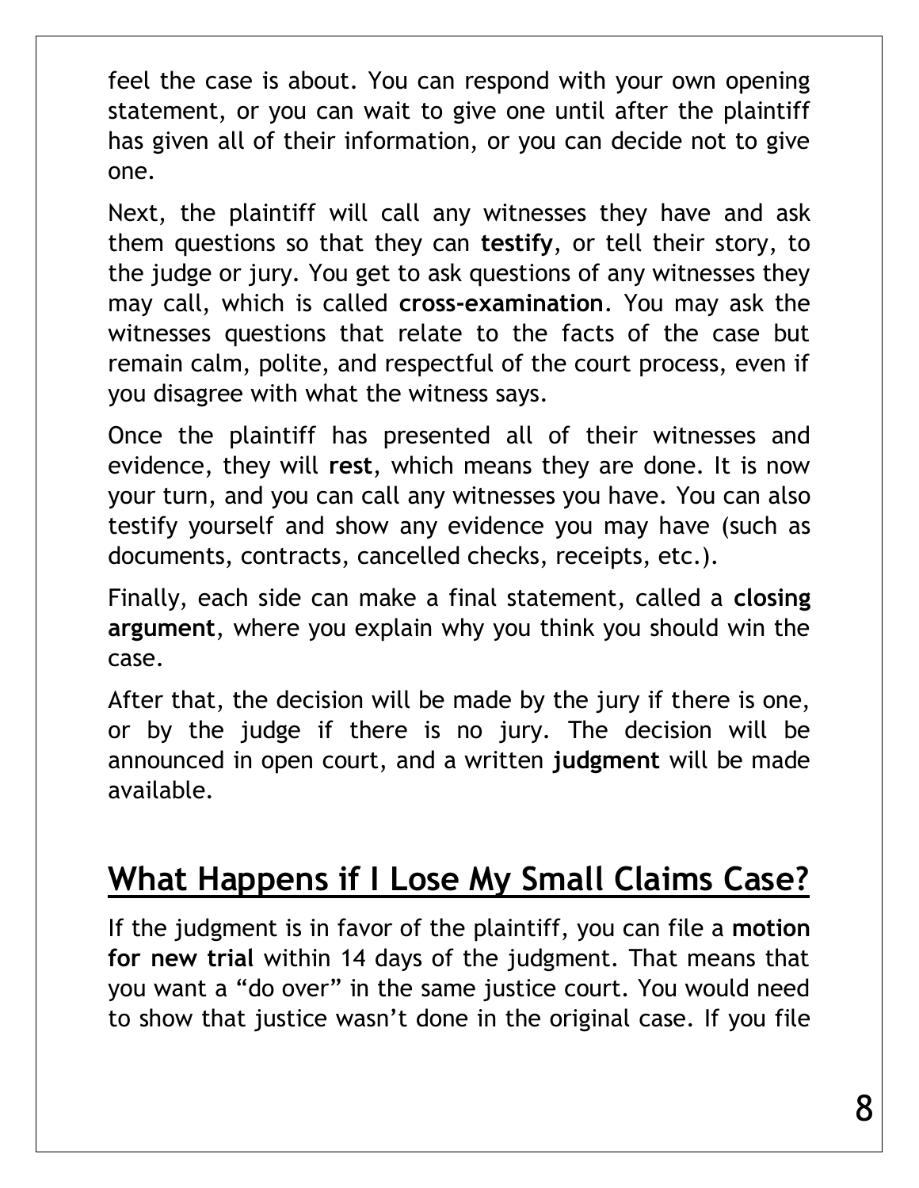feel the case is about. You can respond with your own opening statement, or you can wait to give one until after the plaintiff has given all of their information, or you can decide not to give one.

Next, the plaintiff will call any witnesses they have and ask them questions so that they can **testify**, or tell their story, to the judge or jury. You get to ask questions of any witnesses they may call, which is called **cross-examination**. You may ask the witnesses questions that relate to the facts of the case but remain calm, polite, and respectful of the court process, even if you disagree with what the witness says.

Once the plaintiff has presented all of their witnesses and evidence, they will **rest**, which means they are done. It is now your turn, and you can call any witnesses you have. You can also testify yourself and show any evidence you may have (such as documents, contracts, cancelled checks, receipts, etc.).

Finally, each side can make a final statement, called a **closing argument**, where you explain why you think you should win the case.

After that, the decision will be made by the jury if there is one, or by the judge if there is no jury. The decision will be announced in open court, and a written **judgment** will be made available.

## What Happens if I Lose My Small Claims Case?

If the judgment is in favor of the plaintiff, you can file a **motion for new trial** within 14 days of the judgment. That means that you want a "do over" in the same justice court. You would need to show that justice wasn't done in the original case. If you file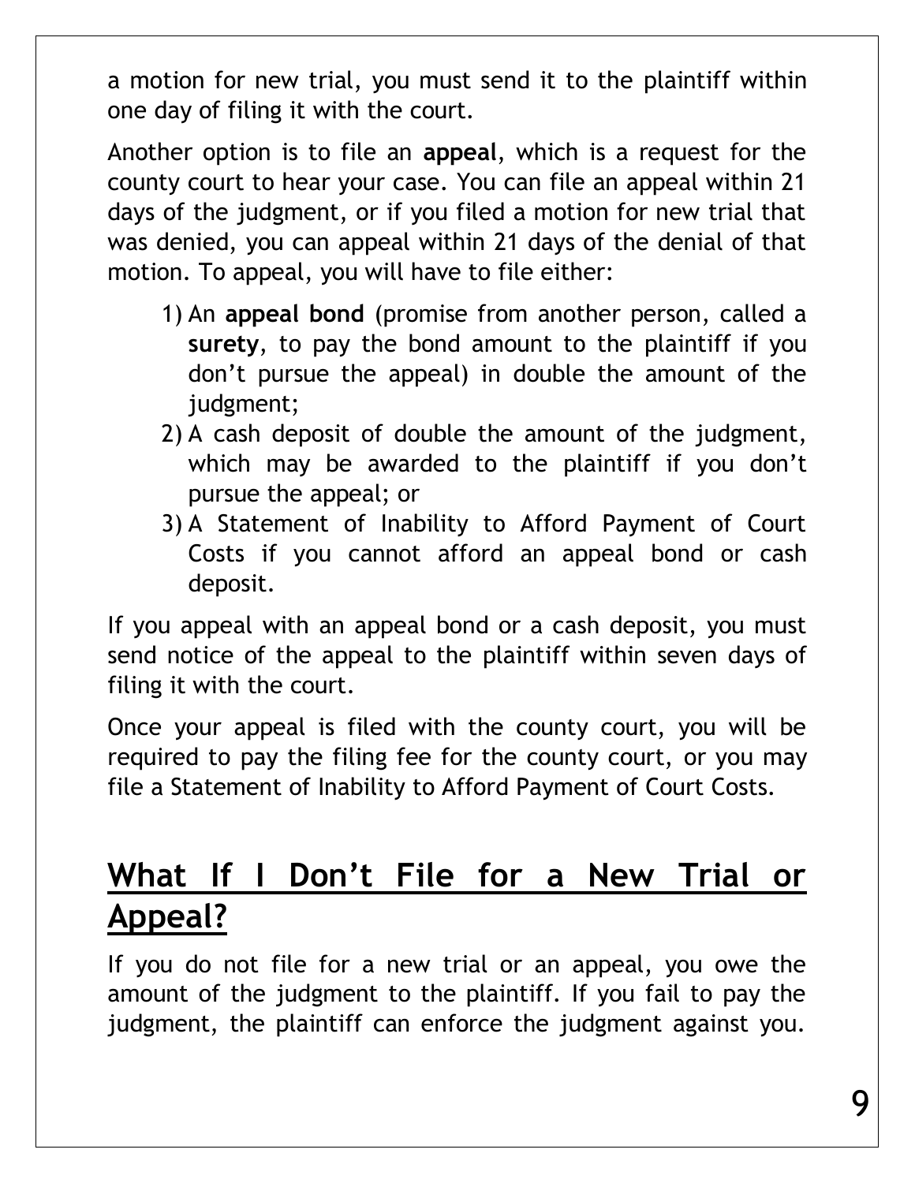a motion for new trial, you must send it to the plaintiff within one day of filing it with the court.

Another option is to file an **appeal**, which is a request for the county court to hear your case. You can file an appeal within 21 days of the judgment, or if you filed a motion for new trial that was denied, you can appeal within 21 days of the denial of that motion. To appeal, you will have to file either:

1) An **appeal bond** (promise from another person, called a **surety**, to pay the bond amount to the plaintiff if you don't pursue the appeal) in double the amount of the judgment;
2) A cash deposit of double the amount of the judgment, which may be awarded to the plaintiff if you don't pursue the appeal; or
3) A Statement of Inability to Afford Payment of Court Costs if you cannot afford an appeal bond or cash deposit.

If you appeal with an appeal bond or a cash deposit, you must send notice of the appeal to the plaintiff within seven days of filing it with the court.

Once your appeal is filed with the county court, you will be required to pay the filing fee for the county court, or you may file a Statement of Inability to Afford Payment of Court Costs.

## What If I Don't File for a New Trial or Appeal?

If you do not file for a new trial or an appeal, you owe the amount of the judgment to the plaintiff. If you fail to pay the judgment, the plaintiff can enforce the judgment against you.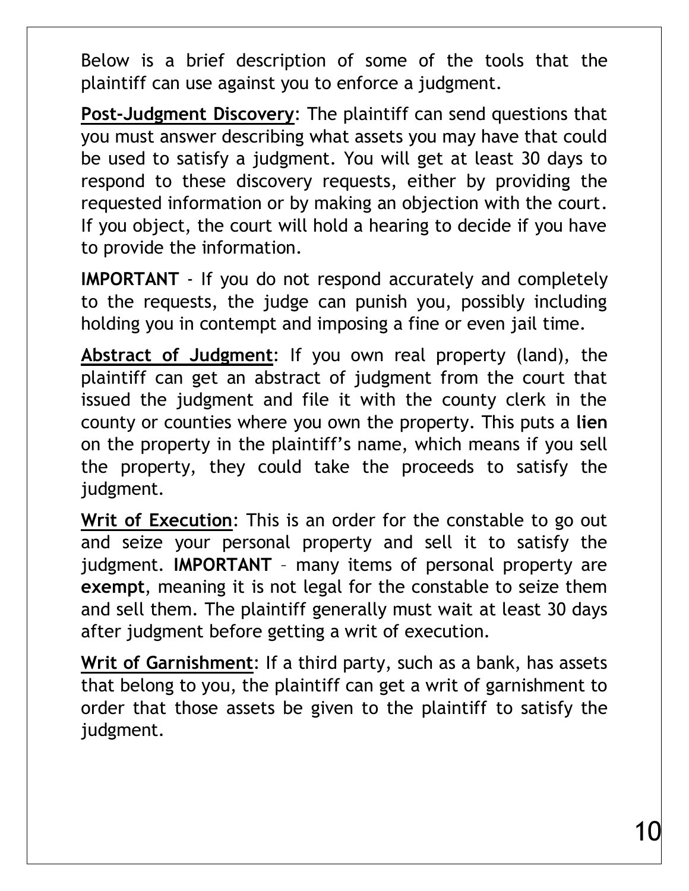Below is a brief description of some of the tools that the plaintiff can use against you to enforce a judgment.

**Post-Judgment Discovery**: The plaintiff can send questions that you must answer describing what assets you may have that could be used to satisfy a judgment. You will get at least 30 days to respond to these discovery requests, either by providing the requested information or by making an objection with the court. If you object, the court will hold a hearing to decide if you have to provide the information.

**IMPORTANT** - If you do not respond accurately and completely to the requests, the judge can punish you, possibly including holding you in contempt and imposing a fine or even jail time.

**Abstract of Judgment**: If you own real property (land), the plaintiff can get an abstract of judgment from the court that issued the judgment and file it with the county clerk in the county or counties where you own the property. This puts a **lien** on the property in the plaintiff's name, which means if you sell the property, they could take the proceeds to satisfy the judgment.

**Writ of Execution**: This is an order for the constable to go out and seize your personal property and sell it to satisfy the judgment. **IMPORTANT** – many items of personal property are **exempt**, meaning it is not legal for the constable to seize them and sell them. The plaintiff generally must wait at least 30 days after judgment before getting a writ of execution.

**Writ of Garnishment**: If a third party, such as a bank, has assets that belong to you, the plaintiff can get a writ of garnishment to order that those assets be given to the plaintiff to satisfy the judgment.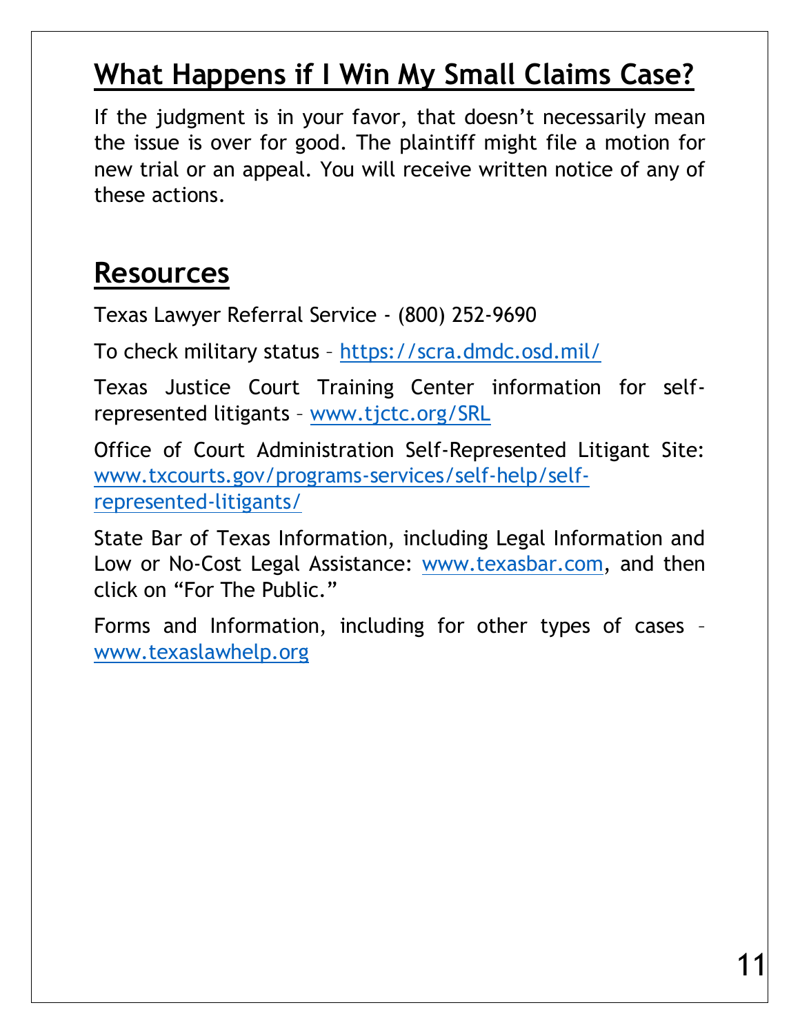## What Happens if I Win My Small Claims Case?

If the judgment is in your favor, that doesn't necessarily mean the issue is over for good. The plaintiff might file a motion for new trial or an appeal. You will receive written notice of any of these actions.

## Resources

Texas Lawyer Referral Service - (800) 252-9690

To check military status – https://scra.dmdc.osd.mil/

Texas Justice Court Training Center information for self-represented litigants – www.tjctc.org/SRL

Office of Court Administration Self-Represented Litigant Site: www.txcourts.gov/programs-services/self-help/self-represented-litigants/

State Bar of Texas Information, including Legal Information and Low or No-Cost Legal Assistance: www.texasbar.com, and then click on "For The Public."

Forms and Information, including for other types of cases – www.texaslawhelp.org